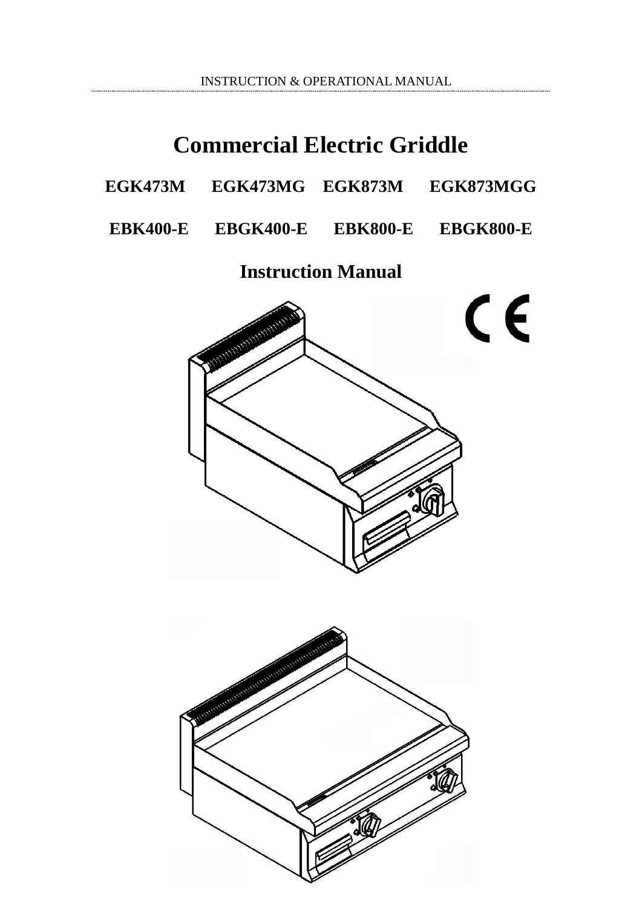INSTRUCTION & OPERATIONAL MANUAL

# Commercial Electric Griddle

**EGK473M EGK473MG EGK873M EGK873MGG**

**EBK400-E EBGK400-E EBK800-E EBGK800-E**

## Instruction Manual

CE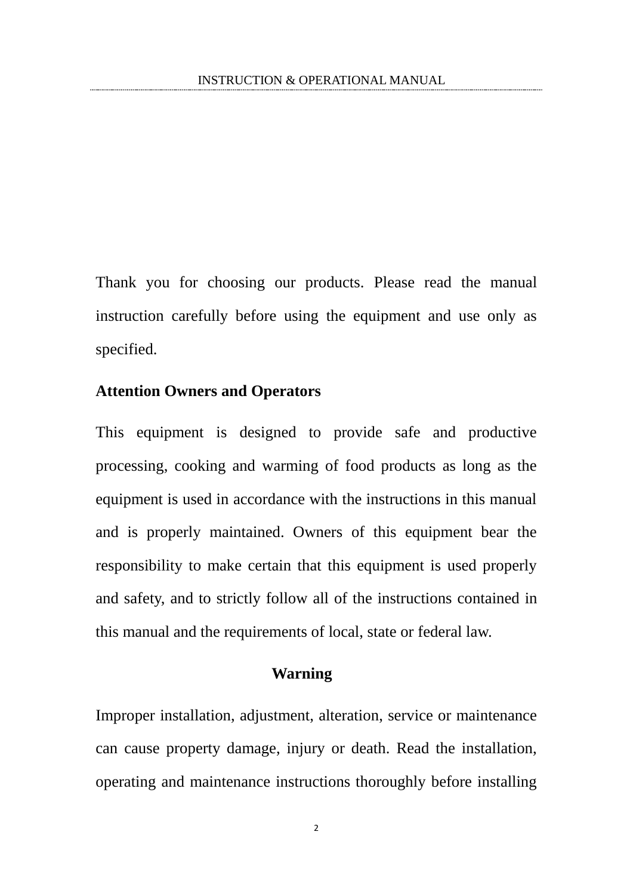Thank you for choosing our products. Please read the manual instruction carefully before using the equipment and use only as specified.

**Attention Owners and Operators**

This equipment is designed to provide safe and productive processing, cooking and warming of food products as long as the equipment is used in accordance with the instructions in this manual and is properly maintained. Owners of this equipment bear the responsibility to make certain that this equipment is used properly and safety, and to strictly follow all of the instructions contained in this manual and the requirements of local, state or federal law.

**Warning**

Improper installation, adjustment, alteration, service or maintenance can cause property damage, injury or death. Read the installation, operating and maintenance instructions thoroughly before installing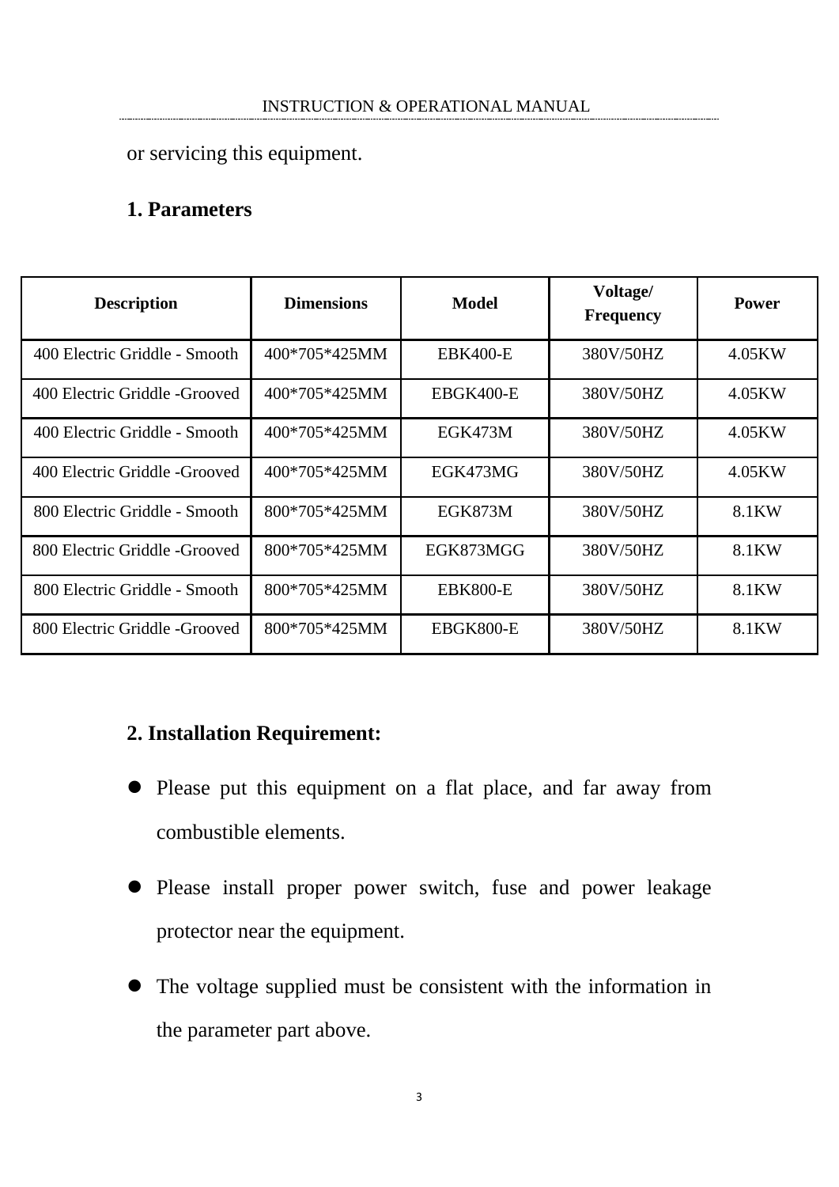or servicing this equipment.

## 1. Parameters

| Description | Dimensions | Model | Voltage/ Frequency | Power |
|---|---|---|---|---|
| 400 Electric Griddle - Smooth | 400*705*425MM | EBK400-E | 380V/50HZ | 4.05KW |
| 400 Electric Griddle -Grooved | 400*705*425MM | EBGK400-E | 380V/50HZ | 4.05KW |
| 400 Electric Griddle - Smooth | 400*705*425MM | EGK473M | 380V/50HZ | 4.05KW |
| 400 Electric Griddle -Grooved | 400*705*425MM | EGK473MG | 380V/50HZ | 4.05KW |
| 800 Electric Griddle - Smooth | 800*705*425MM | EGK873M | 380V/50HZ | 8.1KW |
| 800 Electric Griddle -Grooved | 800*705*425MM | EGK873MGG | 380V/50HZ | 8.1KW |
| 800 Electric Griddle - Smooth | 800*705*425MM | EBK800-E | 380V/50HZ | 8.1KW |
| 800 Electric Griddle -Grooved | 800*705*425MM | EBGK800-E | 380V/50HZ | 8.1KW |

## 2. Installation Requirement:

- Please put this equipment on a flat place, and far away from combustible elements.
- Please install proper power switch, fuse and power leakage protector near the equipment.
- The voltage supplied must be consistent with the information in the parameter part above.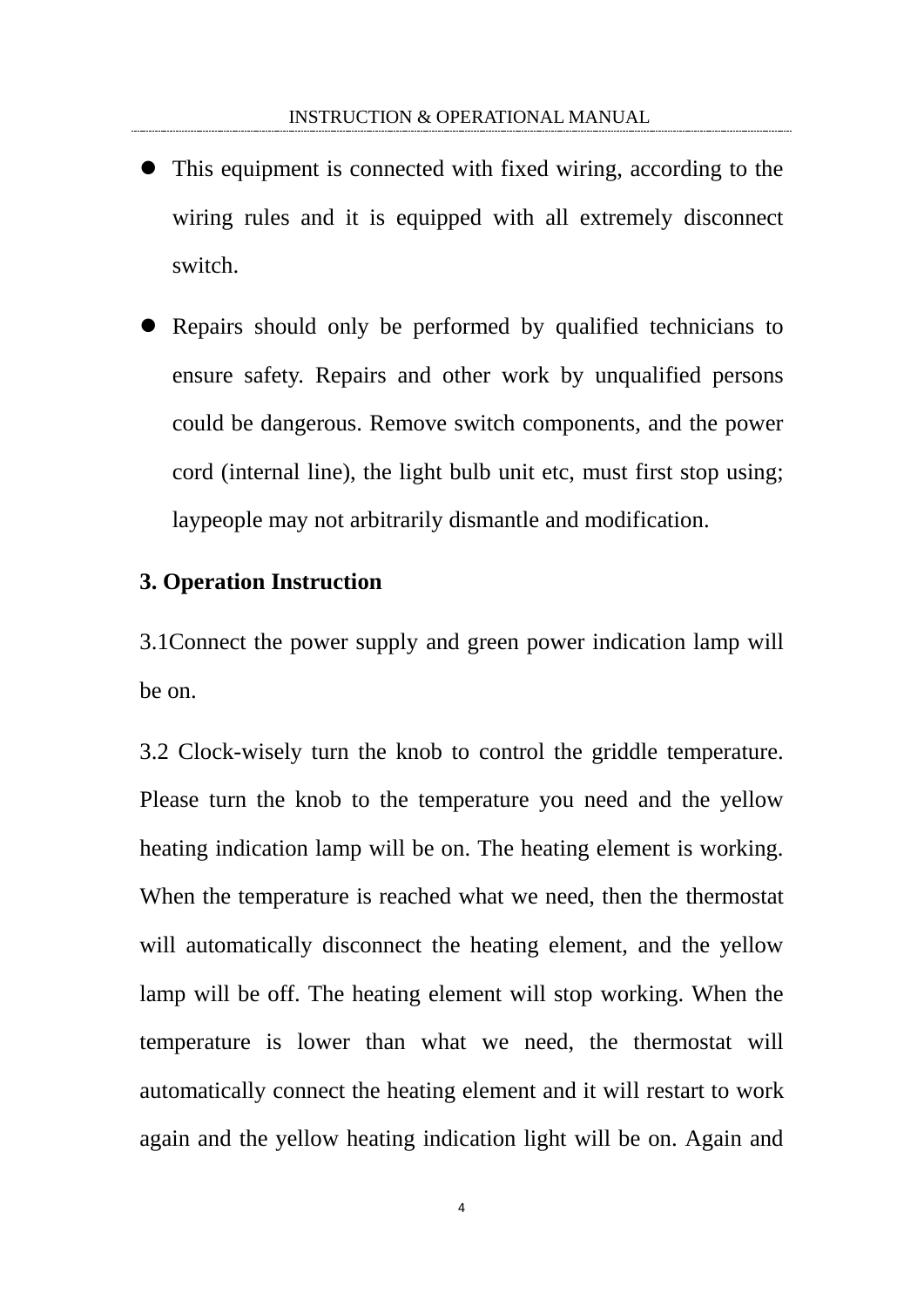- This equipment is connected with fixed wiring, according to the wiring rules and it is equipped with all extremely disconnect switch.
- Repairs should only be performed by qualified technicians to ensure safety. Repairs and other work by unqualified persons could be dangerous. Remove switch components, and the power cord (internal line), the light bulb unit etc, must first stop using; laypeople may not arbitrarily dismantle and modification.

**3. Operation Instruction**

3.1Connect the power supply and green power indication lamp will be on.

3.2 Clock-wisely turn the knob to control the griddle temperature. Please turn the knob to the temperature you need and the yellow heating indication lamp will be on. The heating element is working. When the temperature is reached what we need, then the thermostat will automatically disconnect the heating element, and the yellow lamp will be off. The heating element will stop working. When the temperature is lower than what we need, the thermostat will automatically connect the heating element and it will restart to work again and the yellow heating indication light will be on. Again and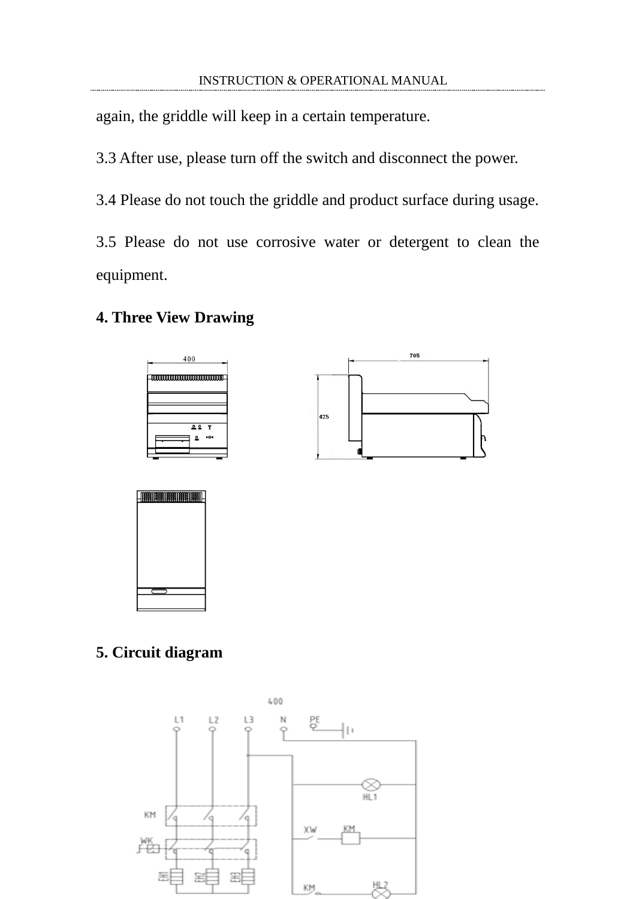again, the griddle will keep in a certain temperature.

3.3 After use, please turn off the switch and disconnect the power.

3.4 Please do not touch the griddle and product surface during usage.

3.5 Please do not use corrosive water or detergent to clean the equipment.

## 4. Three View Drawing

## 5. Circuit diagram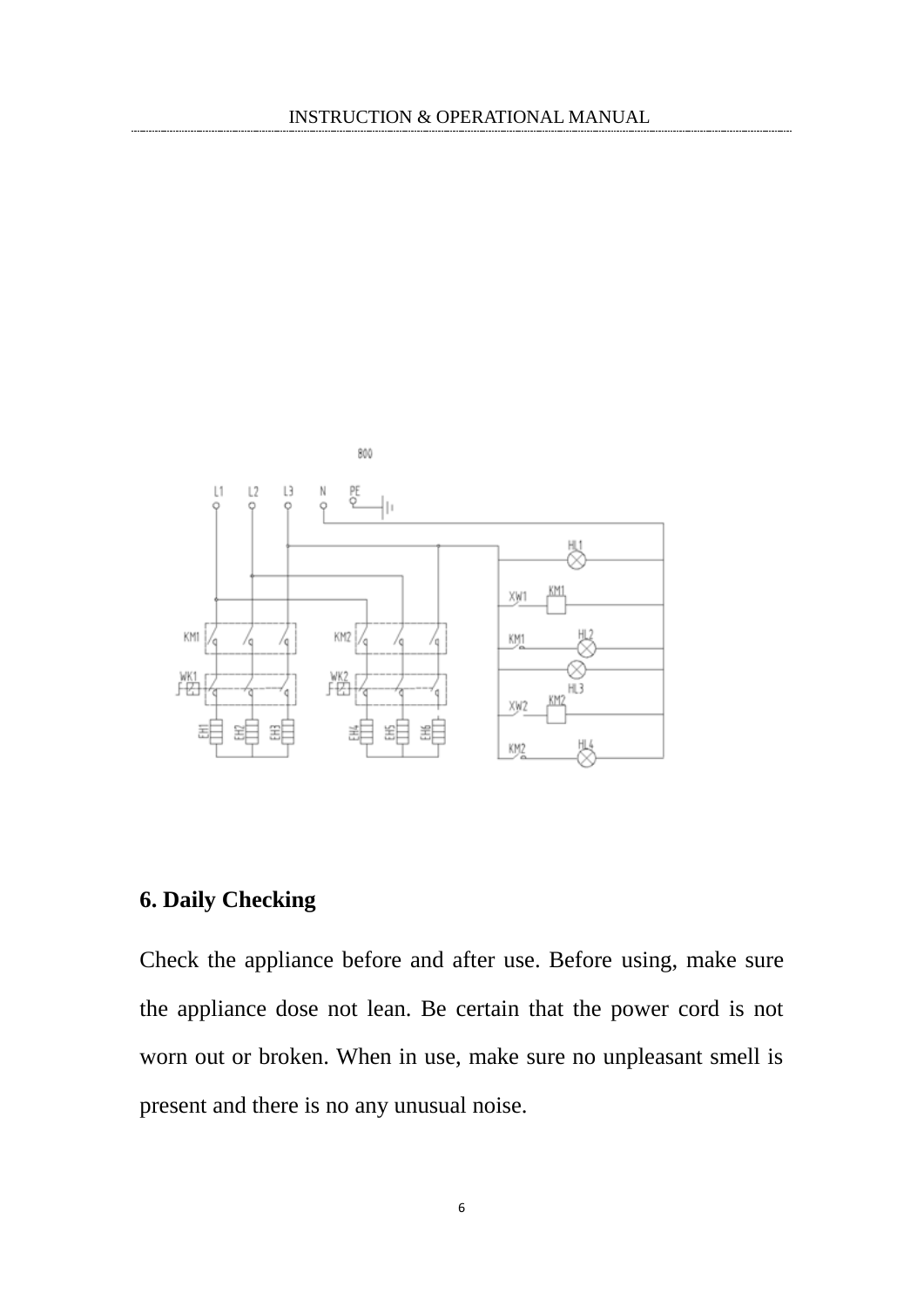## 6. Daily Checking

Check the appliance before and after use. Before using, make sure the appliance dose not lean. Be certain that the power cord is not worn out or broken. When in use, make sure no unpleasant smell is present and there is no any unusual noise.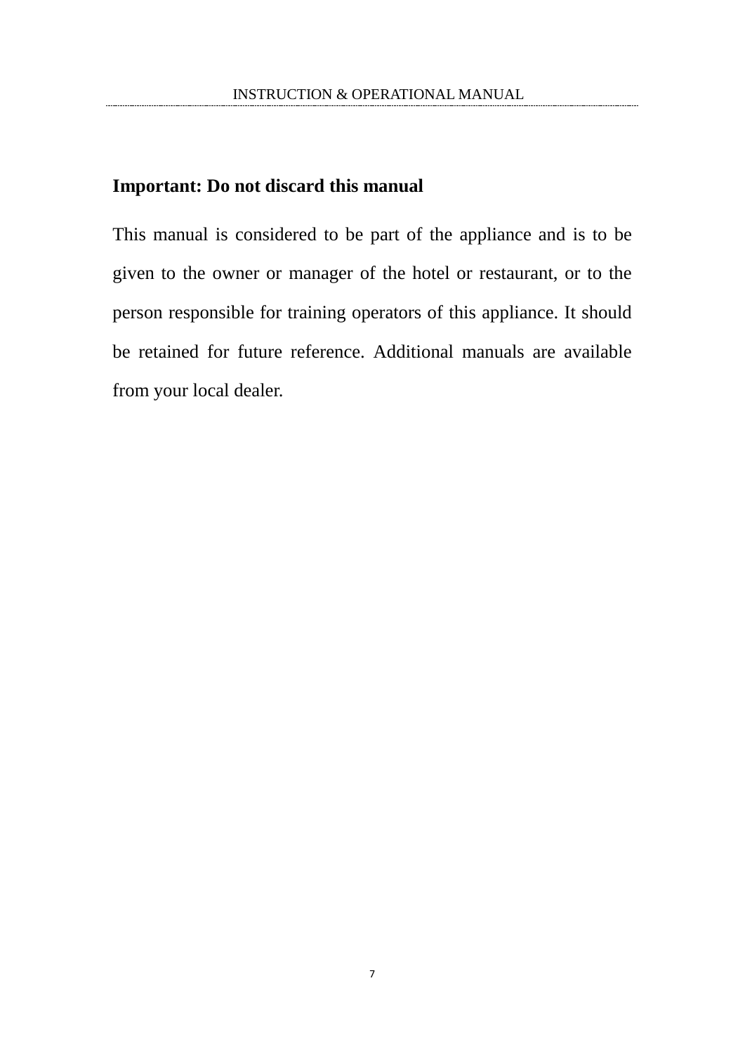**Important: Do not discard this manual**

This manual is considered to be part of the appliance and is to be given to the owner or manager of the hotel or restaurant, or to the person responsible for training operators of this appliance. It should be retained for future reference. Additional manuals are available from your local dealer.